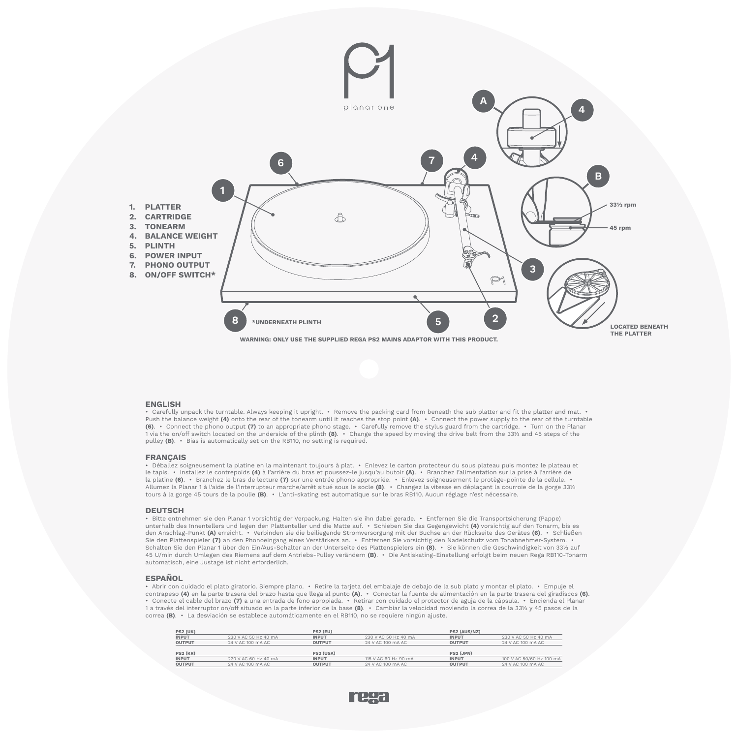planar one

1. PLATTER
2. CARTRIDGE
3. TONEARM
4. BALANCE WEIGHT
5. PLINTH
6. POWER INPUT
7. PHONO OUTPUT
8. ON/OFF SWITCH*

*UNDERNEATH PLINTH

33⅓ rpm

45 rpm

LOCATED BENEATH THE PLATTER

**WARNING: ONLY USE THE SUPPLIED REGA PS2 MAINS ADAPTOR WITH THIS PRODUCT.**

## ENGLISH

• Carefully unpack the turntable. Always keeping it upright. • Remove the packing card from beneath the sub platter and fit the platter and mat. • Push the balance weight **(4)** onto the rear of the tonearm until it reaches the stop point **(A)**. • Connect the power supply to the rear of the turntable **(6)**. • Connect the phono output **(7)** to an appropriate phono stage. • Carefully remove the stylus guard from the cartridge. • Turn on the Planar 1 via the on/off switch located on the underside of the plinth **(8)**. • Change the speed by moving the drive belt from the 33⅓ and 45 steps of the pulley **(B)**. • Bias is automatically set on the RB110, no setting is required.

## FRANÇAIS

• Déballez soigneusement la platine en la maintenant toujours à plat. • Enlevez le carton protecteur du sous plateau puis montez le plateau et le tapis. • Installez le contrepoids **(4)** à l'arrière du bras et poussez-le jusqu'au butoir **(A)**. • Branchez l'alimentation sur la prise à l'arrière de la platine **(6)**. • Branchez le bras de lecture **(7)** sur une entrée phono appropriée. • Enlevez soigneusement le protège-pointe de la cellule. • Allumez la Planar 1 à l'aide de l'interrupteur marche/arrêt situé sous le socle **(8)**. • Changez la vitesse en déplaçant la courroie de la gorge 33⅓ tours à la gorge 45 tours de la poulie **(B)**. • L'anti-skating est automatique sur le bras RB110. Aucun réglage n'est nécessaire.

## DEUTSCH

• Bitte entnehmen sie den Planar 1 vorsichtig der Verpackung. Halten sie ihn dabei gerade. • Entfernen Sie die Transportsicherung (Pappe) unterhalb des Innentellers und legen den Plattenteller und die Matte auf. • Schieben Sie das Gegengewicht **(4)** vorsichtig auf den Tonarm, bis es den Anschlag-Punkt **(A)** erreicht. • Verbinden sie die beiliegende Stromversorgung mit der Buchse an der Rückseite des Gerätes **(6)**. • Schließen Sie den Plattenspieler **(7)** an den Phonoeingang eines Verstärkers an. • Entfernen Sie vorsichtig den Nadelschutz vom Tonabnehmer-System. • Schalten Sie den Planar 1 über den Ein/Aus-Schalter an der Unterseite des Plattenspielers ein **(8)**. • Sie können die Geschwindigkeit von 33⅓ auf 45 U/min durch Umlegen des Riemens auf dem Antriebs-Pulley verändern **(B)**. • Die Antiskating-Einstellung erfolgt beim neuen Rega RB110-Tonarm automatisch, eine Justage ist nicht erforderlich.

## ESPAÑOL

• Abrir con cuidado el plato giratorio. Siempre plano. • Retire la tarjeta del embalaje de debajo de la sub plato y montar el plato. • Empuje el contrapeso **(4)** en la parte trasera del brazo hasta que llega al punto **(A)**. • Conectar la fuente de alimentación en la parte trasera del giradiscos **(6)**. • Conecte el cable del brazo **(7)** a una entrada de fono apropiada. • Retirar con cuidado el protector de aguja de la cápsula. • Encienda el Planar 1 a través del interruptor on/off situado en la parte inferior de la base **(8)**. • Cambiar la velocidad moviendo la correa de la 33⅓ y 45 pasos de la correa **(B)**. • La desviación se establece automáticamente en el RB110, no se requiere ningún ajuste.

| PS2 (UK) | | PS2 (EU) | | PS2 (AUS/NZ) | |
|---|---|---|---|---|---|
| INPUT | 230 V AC 50 Hz 40 mA | INPUT | 230 V AC 50 Hz 40 mA | INPUT | 230 V AC 50 Hz 40 mA |
| OUTPUT | 24 V AC 100 mA AC | OUTPUT | 24 V AC 100 mA AC | OUTPUT | 24 V AC 100 mA AC |

| PS2 (KR) | | PS2 (USA) | | PS2 (JPN) | |
|---|---|---|---|---|---|
| INPUT | 220 V AC 60 Hz 40 mA | INPUT | 115 V AC 60 Hz 90 mA | INPUT | 100 V AC 50/60 Hz 100 mA |
| OUTPUT | 24 V AC 100 mA AC | OUTPUT | 24 V AC 100 mA AC | OUTPUT | 24 V AC 100 mA AC |

rega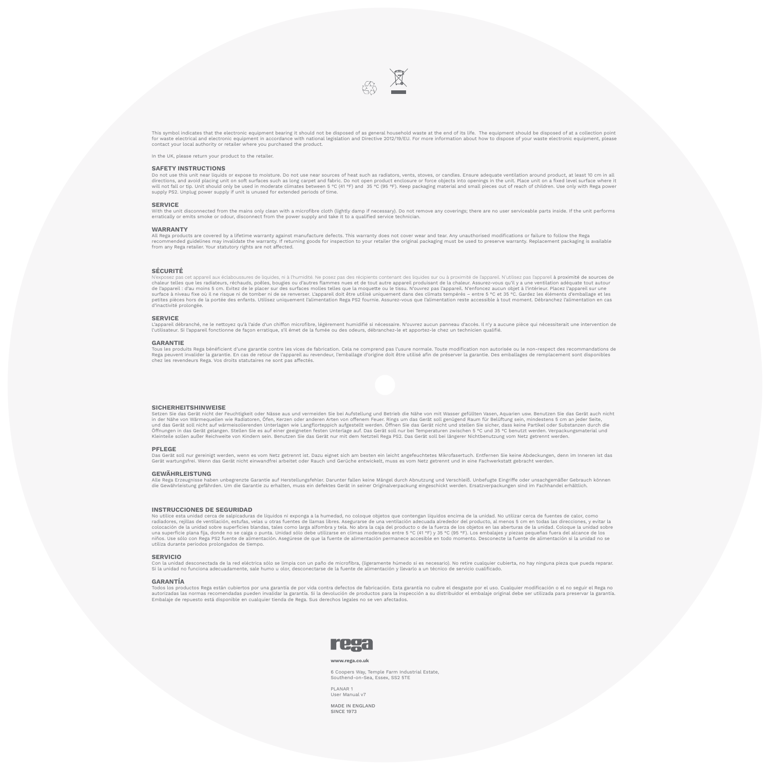This symbol indicates that the electronic equipment bearing it should not be disposed of as general household waste at the end of its life. The equipment should be disposed of at a collection point for waste electrical and electronic equipment in accordance with national legislation and Directive 2012/19/EU. For more information about how to dispose of your waste electronic equipment, please contact your local authority or retailer where you purchased the product.

In the UK, please return your product to the retailer.

## SAFETY INSTRUCTIONS

Do not use this unit near liquids or expose to moisture. Do not use near sources of heat such as radiators, vents, stoves, or candles. Ensure adequate ventilation around product, at least 10 cm in all directions, and avoid placing unit on soft surfaces such as long carpet and fabric. Do not open product enclosure or force objects into openings in the unit. Place unit on a fixed level surface where it will not fall or tip. Unit should only be used in moderate climates between 5 °C (41 °F) and 35 °C (95 °F). Keep packaging material and small pieces out of reach of children. Use only with Rega power supply PS2. Unplug power supply if unit is unused for extended periods of time.

## SERVICE

With the unit disconnected from the mains only clean with a microfibre cloth (lightly damp if necessary). Do not remove any coverings; there are no user serviceable parts inside. If the unit performs erratically or emits smoke or odour, disconnect from the power supply and take it to a qualified service technician.

## WARRANTY

All Rega products are covered by a lifetime warranty against manufacture defects. This warranty does not cover wear and tear. Any unauthorised modifications or failure to follow the Rega recommended guidelines may invalidate the warranty. If returning goods for inspection to your retailer the original packaging must be used to preserve warranty. Replacement packaging is available from any Rega retailer. Your statutory rights are not affected.

## SÉCURITÉ

N'exposez pas cet appareil aux éclaboussures de liquides, ni à l'humidité. Ne posez pas des récipients contenant des liquides sur ou à proximité de l'appareil. N'utilisez pas l'appareil à proximité de sources de chaleur telles que les radiateurs, réchauds, poêles, bougies ou d'autres flammes nues et de tout autre appareil produisant de la chaleur. Assurez-vous qu'il y a une ventilation adéquate tout autour de l'appareil : d'au moins 5 cm. Evitez de le placer sur des surfaces molles telles que la moquette ou le tissu. N'ouvrez pas l'appareil. N'enfoncez aucun objet à l'intérieur. Placez l'appareil sur une surface à niveau fixe où il ne risque ni de tomber ni de se renverser. L'appareil doit être utilisé uniquement dans des climats tempérés – entre 5 °C et 35 °C. Gardez les éléments d'emballage et les petites pièces hors de la portée des enfants. Utilisez uniquement l'alimentation Rega PS2 fournie. Assurez-vous que l'alimentation reste accessible à tout moment. Débranchez l'alimentation en cas d'inactivité prolongée.

## SERVICE

L'appareil débranché, ne le nettoyez qu'à l'aide d'un chiffon microfibre, légèrement humidifié si nécessaire. N'ouvrez aucun panneau d'accès. Il n'y a aucune pièce qui nécessiterait une intervention de l'utilisateur. Si l'appareil fonctionne de façon erratique, s'il émet de la fumée ou des odeurs, débranchez-le et apportez-le chez un technicien qualifié.

## GARANTIE

Tous les produits Rega bénéficient d'une garantie contre les vices de fabrication. Cela ne comprend pas l'usure normale. Toute modification non autorisée ou le non-respect des recommandations de Rega peuvent invalider la garantie. En cas de retour de l'appareil au revendeur, l'emballage d'origine doit être utilisé afin de préserver la garantie. Des emballages de remplacement sont disponibles chez les revendeurs Rega. Vos droits statutaires ne sont pas affectés.

## SICHERHEITSHINWEISE

Setzen Sie das Gerät nicht der Feuchtigkeit oder Nässe aus und vermeiden Sie bei Aufstellung und Betrieb die Nähe von mit Wasser gefüllten Vasen, Aquarien usw. Benutzen Sie das Gerät auch nicht in der Nähe von Wärmequellen wie Radiatoren, Öfen, Kerzen oder anderen Arten von offenem Feuer. Rings um das Gerät soll genügend Raum für Belüftung sein, mindestens 5 cm an jeder Seite, und das Gerät soll nicht auf wärmeisolierenden Unterlagen wie Langflorteppich aufgestellt werden. Öffnen Sie das Gerät nicht und stellen Sie sicher, dass keine Partikel oder Substanzen durch die Öffnungen in das Gerät gelangen. Stellen Sie es auf einer geeigneten festen Unterlage auf. Das Gerät soll nur bei Temperaturen zwischen 5 °C und 35 °C benutzt werden. Verpackungsmaterial und Kleinteile sollen außer Reichweite von Kindern sein. Benutzen Sie das Gerät nur mit dem Netzteil Rega PS2. Das Gerät soll bei längerer Nichtbenutzung vom Netz getrennt werden.

## PFLEGE

Das Gerät soll nur gereinigt werden, wenn es vom Netz getrennt ist. Dazu eignet sich am besten ein leicht angefeuchtetes Mikrofasertuch. Entfernen Sie keine Abdeckungen, denn im Inneren ist das Gerät wartungsfrei. Wenn das Gerät nicht einwandfrei arbeitet oder Rauch und Gerüche entwickelt, muss es vom Netz getrennt und in eine Fachwerkstatt gebracht werden.

## GEWÄHRLEISTUNG

Alle Rega Erzeugnisse haben unbegrenzte Garantie auf Herstellungsfehler. Darunter fallen keine Mängel durch Abnutzung und Verschleiß. Unbefugte Eingriffe oder unsachgemäßer Gebrauch können die Gewährleistung gefährden. Um die Garantie zu erhalten, muss ein defektes Gerät in seiner Originalverpackung eingeschickt werden. Ersatzverpackungen sind im Fachhandel erhältlich.

## INSTRUCCIONES DE SEGURIDAD

No utilice esta unidad cerca de salpicaduras de líquidos ni exponga a la humedad, no coloque objetos que contengan líquidos encima de la unidad. No utilizar cerca de fuentes de calor, como radiadores, rejillas de ventilación, estufas, velas u otras fuentes de llamas libres. Asegurarse de una ventilación adecuada alrededor del producto, al menos 5 cm en todas las direcciones, y evitar la colocación de la unidad sobre superficies blandas, tales como larga alfombra y tela. No abra la caja del producto o de la fuerza de los objetos en las aberturas de la unidad. Coloque la unidad sobre una superficie plana fija, donde no se caiga o punta. Unidad sólo debe utilizarse en climas moderados entre 5 °C (41 °F) y 35 °C (95 °F). Los embalajes y piezas pequeñas fuera del alcance de los niños. Use sólo con Rega PS2 fuente de alimentación. Asegúrese de que la fuente de alimentación permanece accesible en todo momento. Desconecte la fuente de alimentación si la unidad no se utiliza durante períodos prolongados de tiempo.

## SERVICIO

Con la unidad desconectada de la red eléctrica sólo se limpia con un paño de microfibra, (ligeramente húmedo si es necesario). No retire cualquier cubierta, no hay ninguna pieza que pueda reparar. Si la unidad no funciona adecuadamente, sale humo u olor, desconectarse de la fuente de alimentación y llevarlo a un técnico de servicio cualificado.

## GARANTÍA

Todos los productos Rega están cubiertos por una garantía de por vida contra defectos de fabricación. Esta garantía no cubre el desgaste por el uso. Cualquier modificación o el no seguir el Rega no autorizadas las normas recomendadas pueden invalidar la garantía. Si la devolución de productos para la inspección a su distribuidor el embalaje original debe ser utilizada para preservar la garantía. Embalaje de repuesto está disponible en cualquier tienda de Rega. Sus derechos legales no se ven afectados.

rega

**www.rega.co.uk**

6 Coopers Way, Temple Farm Industrial Estate,
Southend-on-Sea, Essex, SS2 5TE

PLANAR 1
User Manual v7

MADE IN ENGLAND
SINCE 1973